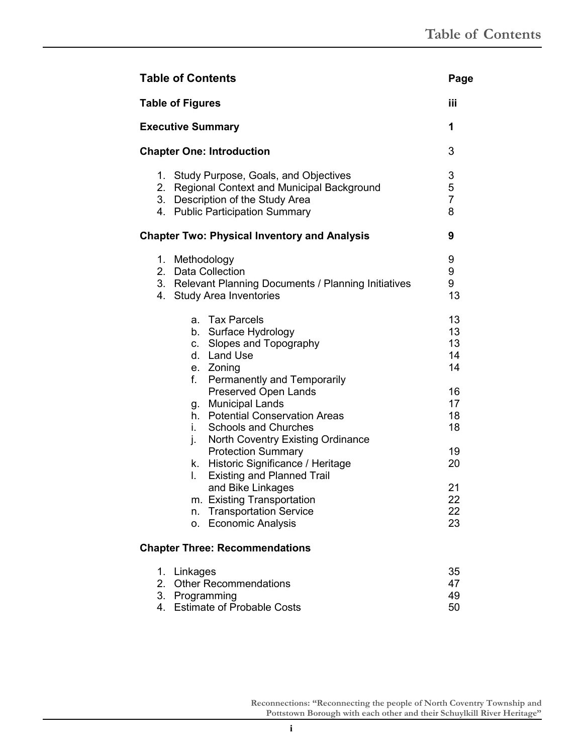# Table of Contents

| Table of Contents | Page |
|---|---|
| **Table of Figures** | **iii** |
| **Executive Summary** | **1** |
| **Chapter One: Introduction** | 3 |
| 1. Study Purpose, Goals, and Objectives | 3 |
| 2. Regional Context and Municipal Background | 5 |
| 3. Description of the Study Area | 7 |
| 4. Public Participation Summary | 8 |
| **Chapter Two: Physical Inventory and Analysis** | **9** |
| 1. Methodology | 9 |
| 2. Data Collection | 9 |
| 3. Relevant Planning Documents / Planning Initiatives | 9 |
| 4. Study Area Inventories | 13 |
| a. Tax Parcels | 13 |
| b. Surface Hydrology | 13 |
| c. Slopes and Topography | 13 |
| d. Land Use | 14 |
| e. Zoning | 14 |
| f. Permanently and Temporarily Preserved Open Lands | 16 |
| g. Municipal Lands | 17 |
| h. Potential Conservation Areas | 18 |
| i. Schools and Churches | 18 |
| j. North Coventry Existing Ordinance Protection Summary | 19 |
| k. Historic Significance / Heritage | 20 |
| l. Existing and Planned Trail and Bike Linkages | 21 |
| m. Existing Transportation | 22 |
| n. Transportation Service | 22 |
| o. Economic Analysis | 23 |
| **Chapter Three: Recommendations** | |
| 1. Linkages | 35 |
| 2. Other Recommendations | 47 |
| 3. Programming | 49 |
| 4. Estimate of Probable Costs | 50 |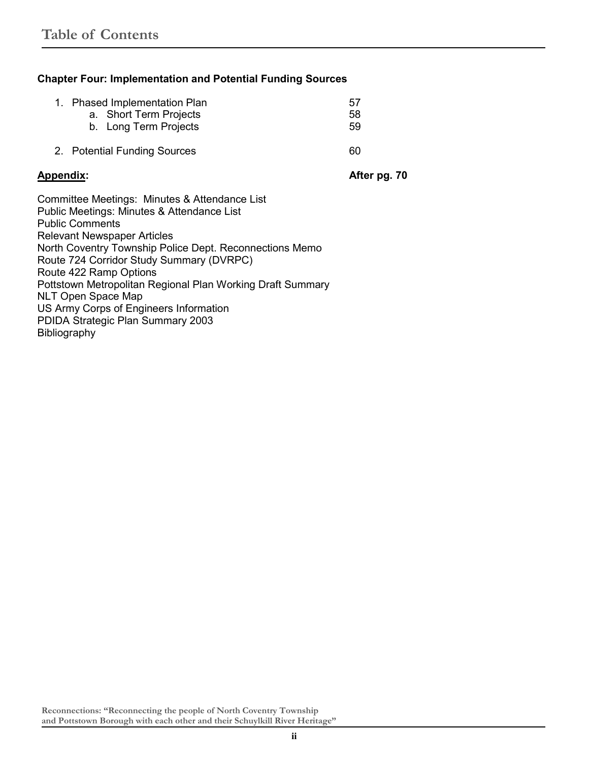# Table of Contents

**Chapter Four: Implementation and Potential Funding Sources**

| | |
|---|---|
| 1. Phased Implementation Plan | 57 |
| a. Short Term Projects | 58 |
| b. Long Term Projects | 59 |
| 2. Potential Funding Sources | 60 |

**Appendix:** **After pg. 70**

Committee Meetings: Minutes & Attendance List
Public Meetings: Minutes & Attendance List
Public Comments
Relevant Newspaper Articles
North Coventry Township Police Dept. Reconnections Memo
Route 724 Corridor Study Summary (DVRPC)
Route 422 Ramp Options
Pottstown Metropolitan Regional Plan Working Draft Summary
NLT Open Space Map
US Army Corps of Engineers Information
PDIDA Strategic Plan Summary 2003
Bibliography